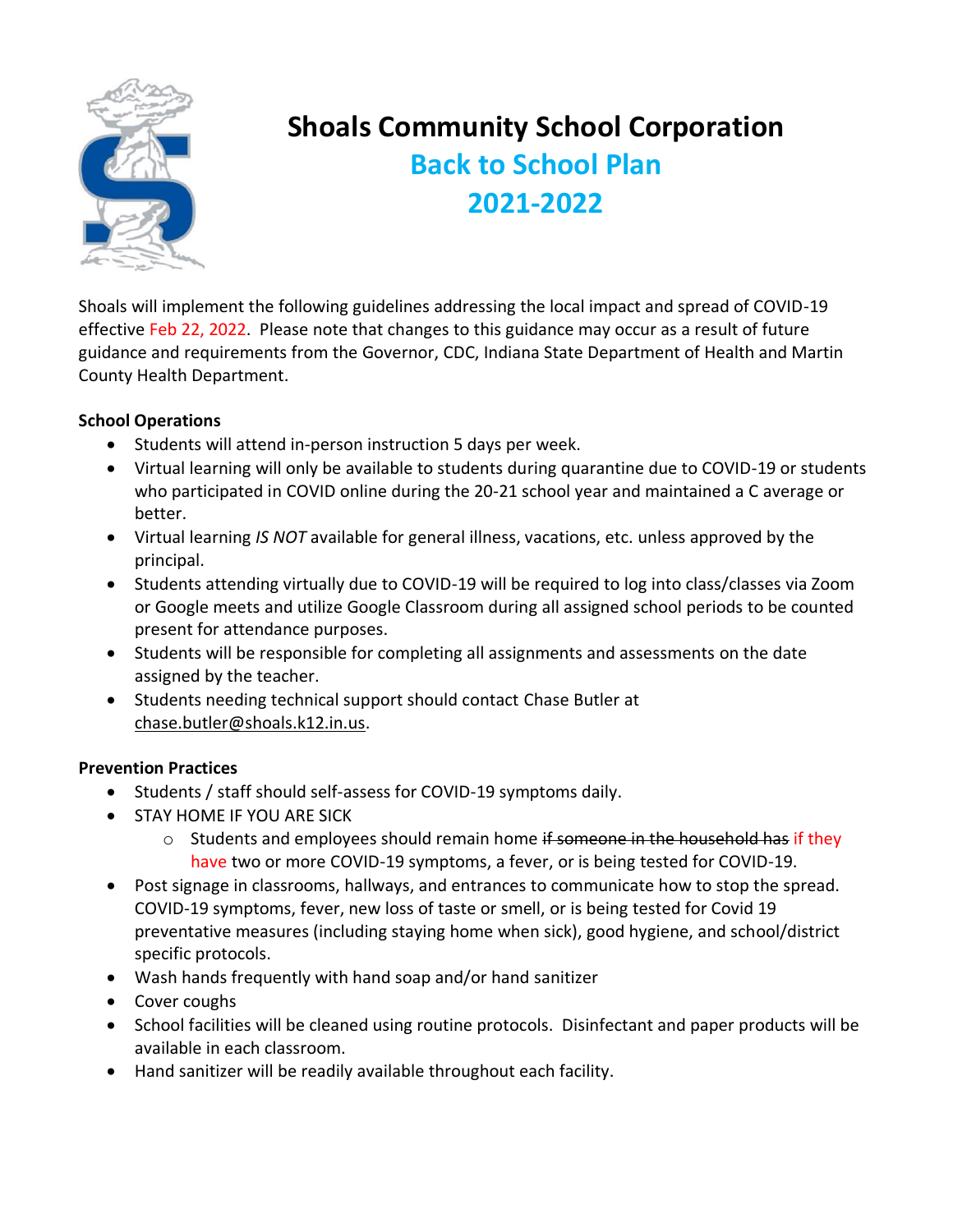# Shoals Community School Corporation

## Back to School Plan

## 2021-2022

Shoals will implement the following guidelines addressing the local impact and spread of COVID-19 effective Feb 22, 2022. Please note that changes to this guidance may occur as a result of future guidance and requirements from the Governor, CDC, Indiana State Department of Health and Martin County Health Department.

**School Operations**

- Students will attend in-person instruction 5 days per week.
- Virtual learning will only be available to students during quarantine due to COVID-19 or students who participated in COVID online during the 20-21 school year and maintained a C average or better.
- Virtual learning *IS NOT* available for general illness, vacations, etc. unless approved by the principal.
- Students attending virtually due to COVID-19 will be required to log into class/classes via Zoom or Google meets and utilize Google Classroom during all assigned school periods to be counted present for attendance purposes.
- Students will be responsible for completing all assignments and assessments on the date assigned by the teacher.
- Students needing technical support should contact Chase Butler at chase.butler@shoals.k12.in.us.

**Prevention Practices**

- Students / staff should self-assess for COVID-19 symptoms daily.
- STAY HOME IF YOU ARE SICK
  - Students and employees should remain home ~~if someone in the household has~~ if they have two or more COVID-19 symptoms, a fever, or is being tested for COVID-19.
- Post signage in classrooms, hallways, and entrances to communicate how to stop the spread. COVID-19 symptoms, fever, new loss of taste or smell, or is being tested for Covid 19 preventative measures (including staying home when sick), good hygiene, and school/district specific protocols.
- Wash hands frequently with hand soap and/or hand sanitizer
- Cover coughs
- School facilities will be cleaned using routine protocols. Disinfectant and paper products will be available in each classroom.
- Hand sanitizer will be readily available throughout each facility.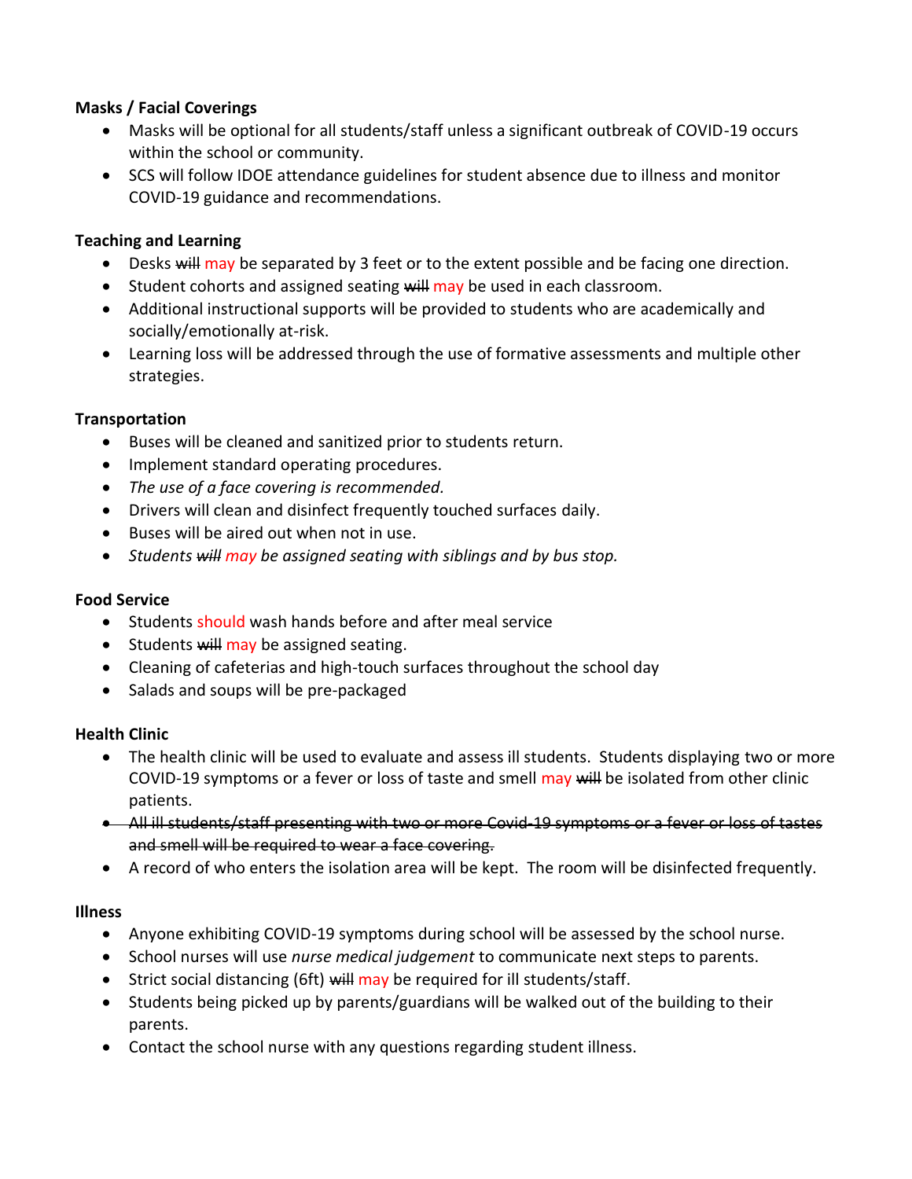**Masks / Facial Coverings**

- Masks will be optional for all students/staff unless a significant outbreak of COVID-19 occurs within the school or community.
- SCS will follow IDOE attendance guidelines for student absence due to illness and monitor COVID-19 guidance and recommendations.

**Teaching and Learning**

- Desks ~~will~~ may be separated by 3 feet or to the extent possible and be facing one direction.
- Student cohorts and assigned seating ~~will~~ may be used in each classroom.
- Additional instructional supports will be provided to students who are academically and socially/emotionally at-risk.
- Learning loss will be addressed through the use of formative assessments and multiple other strategies.

**Transportation**

- Buses will be cleaned and sanitized prior to students return.
- Implement standard operating procedures.
- *The use of a face covering is recommended.*
- Drivers will clean and disinfect frequently touched surfaces daily.
- Buses will be aired out when not in use.
- *Students ~~will~~ may be assigned seating with siblings and by bus stop.*

**Food Service**

- Students should wash hands before and after meal service
- Students ~~will~~ may be assigned seating.
- Cleaning of cafeterias and high-touch surfaces throughout the school day
- Salads and soups will be pre-packaged

**Health Clinic**

- The health clinic will be used to evaluate and assess ill students. Students displaying two or more COVID-19 symptoms or a fever or loss of taste and smell may ~~will~~ be isolated from other clinic patients.
- ~~All ill students/staff presenting with two or more Covid-19 symptoms or a fever or loss of tastes and smell will be required to wear a face covering.~~
- A record of who enters the isolation area will be kept. The room will be disinfected frequently.

**Illness**

- Anyone exhibiting COVID-19 symptoms during school will be assessed by the school nurse.
- School nurses will use *nurse medical judgement* to communicate next steps to parents.
- Strict social distancing (6ft) ~~will~~ may be required for ill students/staff.
- Students being picked up by parents/guardians will be walked out of the building to their parents.
- Contact the school nurse with any questions regarding student illness.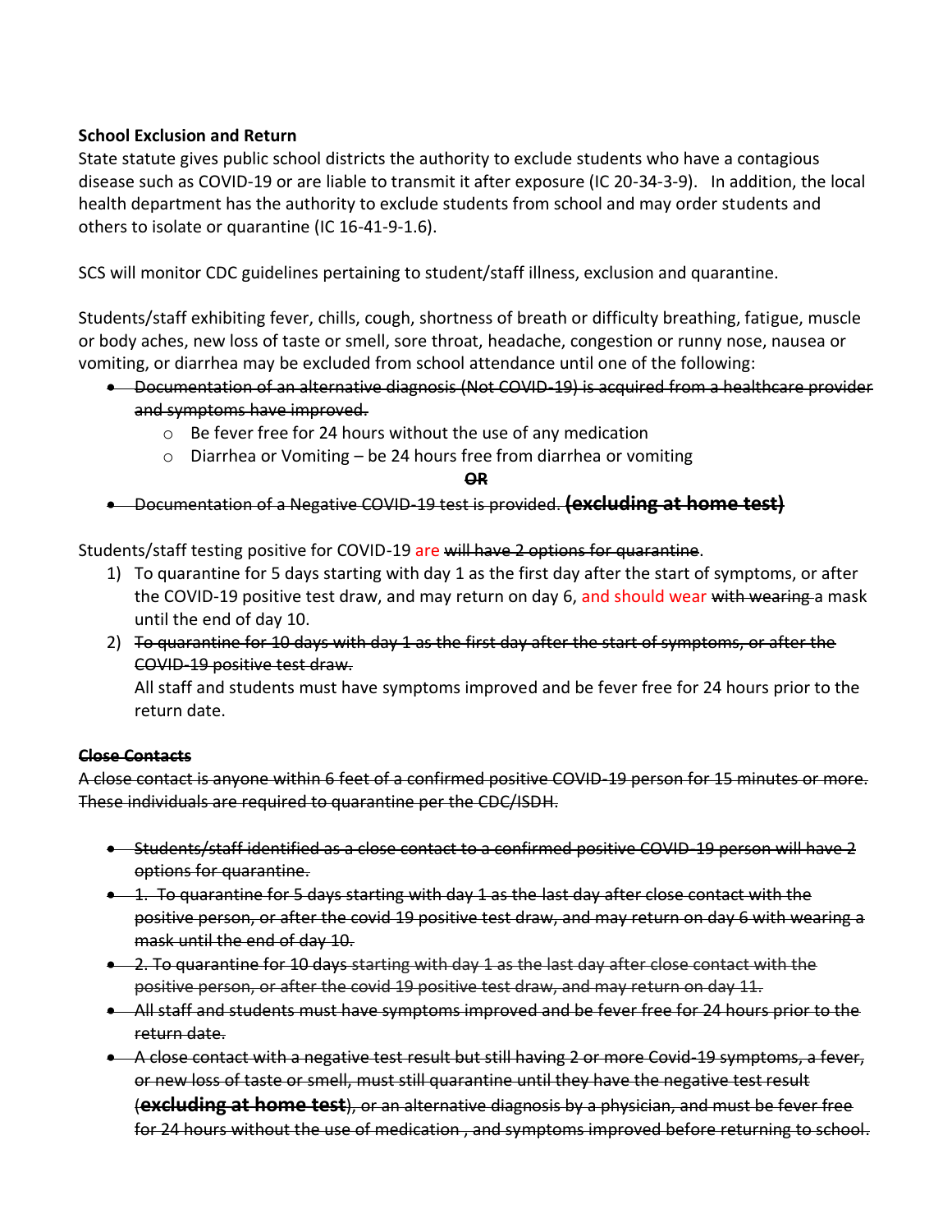**School Exclusion and Return**

State statute gives public school districts the authority to exclude students who have a contagious disease such as COVID-19 or are liable to transmit it after exposure (IC 20-34-3-9). In addition, the local health department has the authority to exclude students from school and may order students and others to isolate or quarantine (IC 16-41-9-1.6).

SCS will monitor CDC guidelines pertaining to student/staff illness, exclusion and quarantine.

Students/staff exhibiting fever, chills, cough, shortness of breath or difficulty breathing, fatigue, muscle or body aches, new loss of taste or smell, sore throat, headache, congestion or runny nose, nausea or vomiting, or diarrhea may be excluded from school attendance until one of the following:

- ~~Documentation of an alternative diagnosis (Not COVID-19) is acquired from a healthcare provider and symptoms have improved.~~
    - Be fever free for 24 hours without the use of any medication
    - Diarrhea or Vomiting – be 24 hours free from diarrhea or vomiting

**~~OR~~**

- ~~Documentation of a Negative COVID-19 test is provided. **(excluding at home test)**~~

Students/staff testing positive for COVID-19 are ~~will have 2 options for quarantine~~.

1) To quarantine for 5 days starting with day 1 as the first day after the start of symptoms, or after the COVID-19 positive test draw, and may return on day 6, and should wear ~~with wearing~~ a mask until the end of day 10.
2) ~~To quarantine for 10 days with day 1 as the first day after the start of symptoms, or after the COVID-19 positive test draw.~~
   All staff and students must have symptoms improved and be fever free for 24 hours prior to the return date.

**~~Close Contacts~~**

~~A close contact is anyone within 6 feet of a confirmed positive COVID-19 person for 15 minutes or more. These individuals are required to quarantine per the CDC/ISDH.~~

- ~~Students/staff identified as a close contact to a confirmed positive COVID-19 person will have 2 options for quarantine.~~
- ~~1. To quarantine for 5 days starting with day 1 as the last day after close contact with the positive person, or after the covid 19 positive test draw, and may return on day 6 with wearing a mask until the end of day 10.~~
- ~~2. To quarantine for 10 days starting with day 1 as the last day after close contact with the positive person, or after the covid 19 positive test draw, and may return on day 11.~~
- ~~All staff and students must have symptoms improved and be fever free for 24 hours prior to the return date.~~
- ~~A close contact with a negative test result but still having 2 or more Covid-19 symptoms, a fever, or new loss of taste or smell, must still quarantine until they have the negative test result (**excluding at home test**), or an alternative diagnosis by a physician, and must be fever free for 24 hours without the use of medication , and symptoms improved before returning to school.~~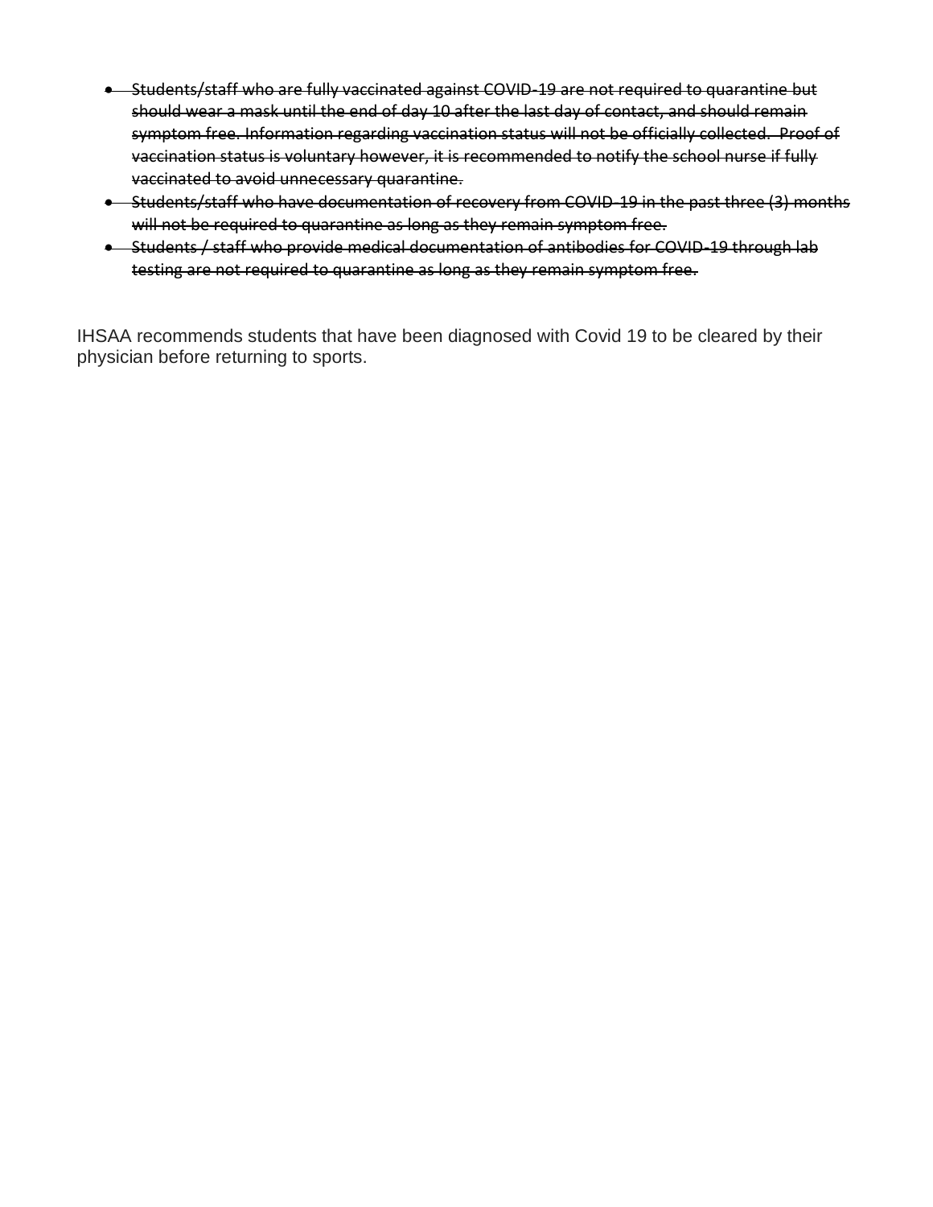- ~~Students/staff who are fully vaccinated against COVID-19 are not required to quarantine but should wear a mask until the end of day 10 after the last day of contact, and should remain symptom free. Information regarding vaccination status will not be officially collected. Proof of vaccination status is voluntary however, it is recommended to notify the school nurse if fully vaccinated to avoid unnecessary quarantine.~~
- ~~Students/staff who have documentation of recovery from COVID-19 in the past three (3) months will not be required to quarantine as long as they remain symptom free.~~
- ~~Students / staff who provide medical documentation of antibodies for COVID-19 through lab testing are not required to quarantine as long as they remain symptom free.~~

IHSAA recommends students that have been diagnosed with Covid 19 to be cleared by their physician before returning to sports.